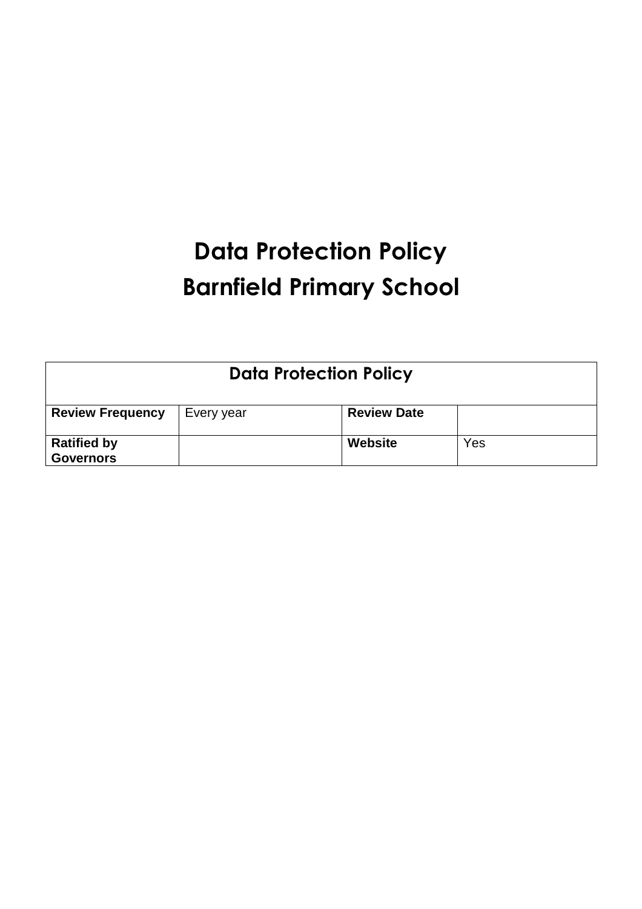# Data Protection Policy
# Barnfield Primary School

| Data Protection Policy | | | |
|---|---|---|---|
| **Review Frequency** | Every year | **Review Date** | |
| **Ratified by Governors** | | **Website** | Yes |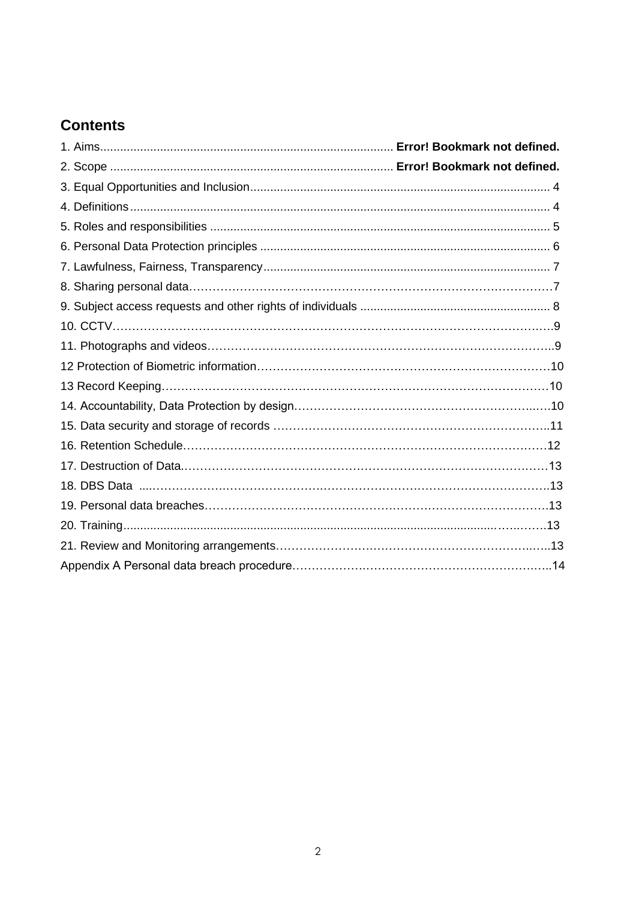## Contents

1. Aims ........................................................................................ **Error! Bookmark not defined.**
2. Scope .................................................................................... **Error! Bookmark not defined.**
3. Equal Opportunities and Inclusion ........................................................................................ 4
4. Definitions ............................................................................................................................. 4
5. Roles and responsibilities ..................................................................................................... 5
6. Personal Data Protection principles ...................................................................................... 6
7. Lawfulness, Fairness, Transparency ..................................................................................... 7
8. Sharing personal data ............................................................................................................ 7
9. Subject access requests and other rights of individuals ........................................................ 8
10. CCTV ................................................................................................................................... 9
11. Photographs and videos ...................................................................................................... 9
12 Protection of Biometric information ..................................................................................... 10
13 Record Keeping .................................................................................................................. 10
14. Accountability, Data Protection by design ......................................................................... 10
15. Data security and storage of records .................................................................................. 11
16. Retention Schedule ............................................................................................................. 12
17. Destruction of Data ............................................................................................................. 13
18. DBS Data ........................................................................................................................... 13
19. Personal data breaches ....................................................................................................... 13
20. Training .............................................................................................................................. 13
21. Review and Monitoring arrangements ................................................................................. 13

Appendix A Personal data breach procedure .......................................................................... 14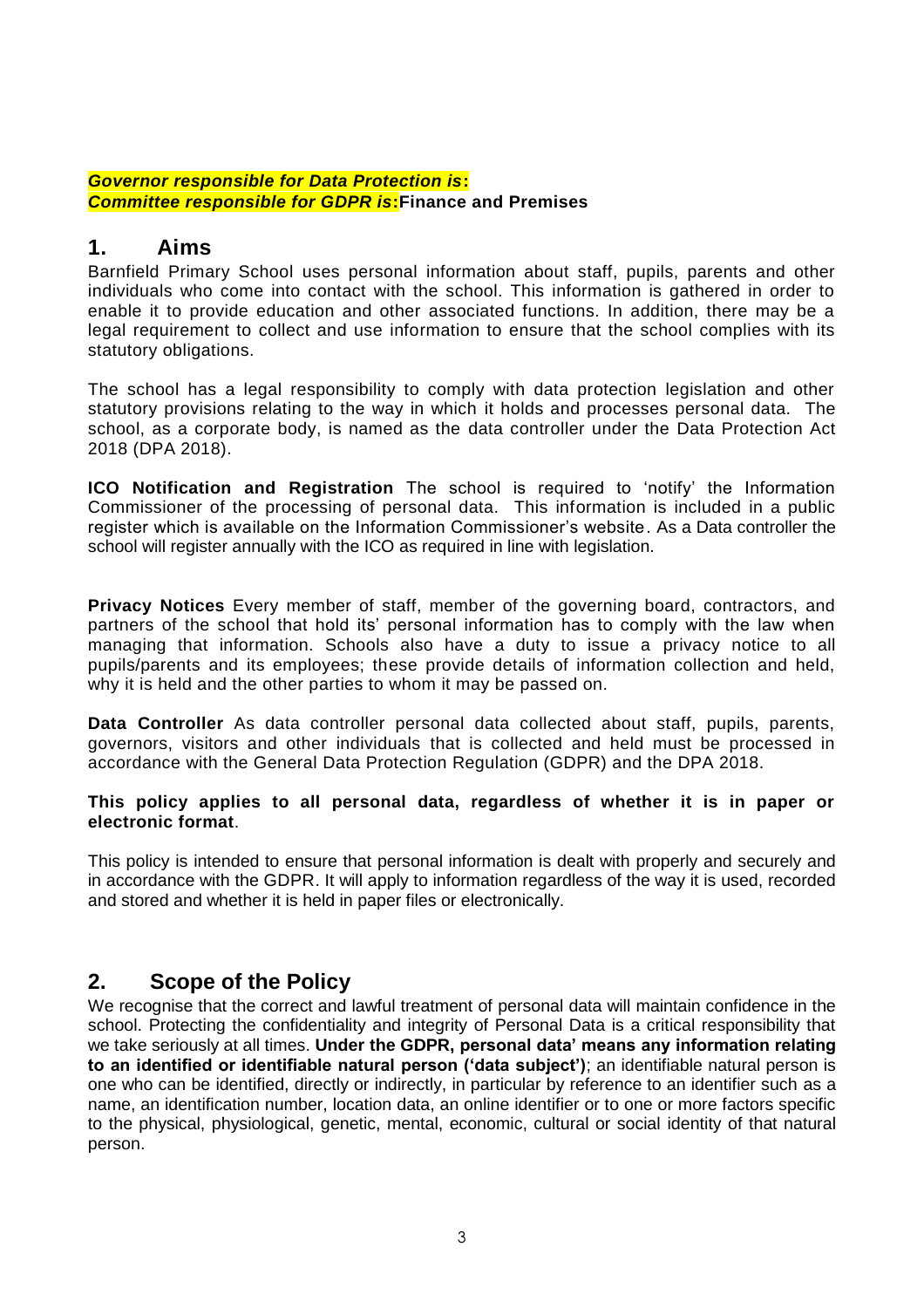***Governor responsible for Data Protection is*****:**
***Committee responsible for GDPR is*****:Finance and Premises**

## 1. Aims

Barnfield Primary School uses personal information about staff, pupils, parents and other individuals who come into contact with the school. This information is gathered in order to enable it to provide education and other associated functions. In addition, there may be a legal requirement to collect and use information to ensure that the school complies with its statutory obligations.

The school has a legal responsibility to comply with data protection legislation and other statutory provisions relating to the way in which it holds and processes personal data. The school, as a corporate body, is named as the data controller under the Data Protection Act 2018 (DPA 2018).

**ICO Notification and Registration** The school is required to 'notify' the Information Commissioner of the processing of personal data. This information is included in a public register which is available on the Information Commissioner's website. As a Data controller the school will register annually with the ICO as required in line with legislation.

**Privacy Notices** Every member of staff, member of the governing board, contractors, and partners of the school that hold its' personal information has to comply with the law when managing that information. Schools also have a duty to issue a privacy notice to all pupils/parents and its employees; these provide details of information collection and held, why it is held and the other parties to whom it may be passed on.

**Data Controller** As data controller personal data collected about staff, pupils, parents, governors, visitors and other individuals that is collected and held must be processed in accordance with the General Data Protection Regulation (GDPR) and the DPA 2018.

**This policy applies to all personal data, regardless of whether it is in paper or electronic format**.

This policy is intended to ensure that personal information is dealt with properly and securely and in accordance with the GDPR. It will apply to information regardless of the way it is used, recorded and stored and whether it is held in paper files or electronically.

## 2. Scope of the Policy

We recognise that the correct and lawful treatment of personal data will maintain confidence in the school. Protecting the confidentiality and integrity of Personal Data is a critical responsibility that we take seriously at all times. **Under the GDPR, personal data' means any information relating to an identified or identifiable natural person ('data subject')**; an identifiable natural person is one who can be identified, directly or indirectly, in particular by reference to an identifier such as a name, an identification number, location data, an online identifier or to one or more factors specific to the physical, physiological, genetic, mental, economic, cultural or social identity of that natural person.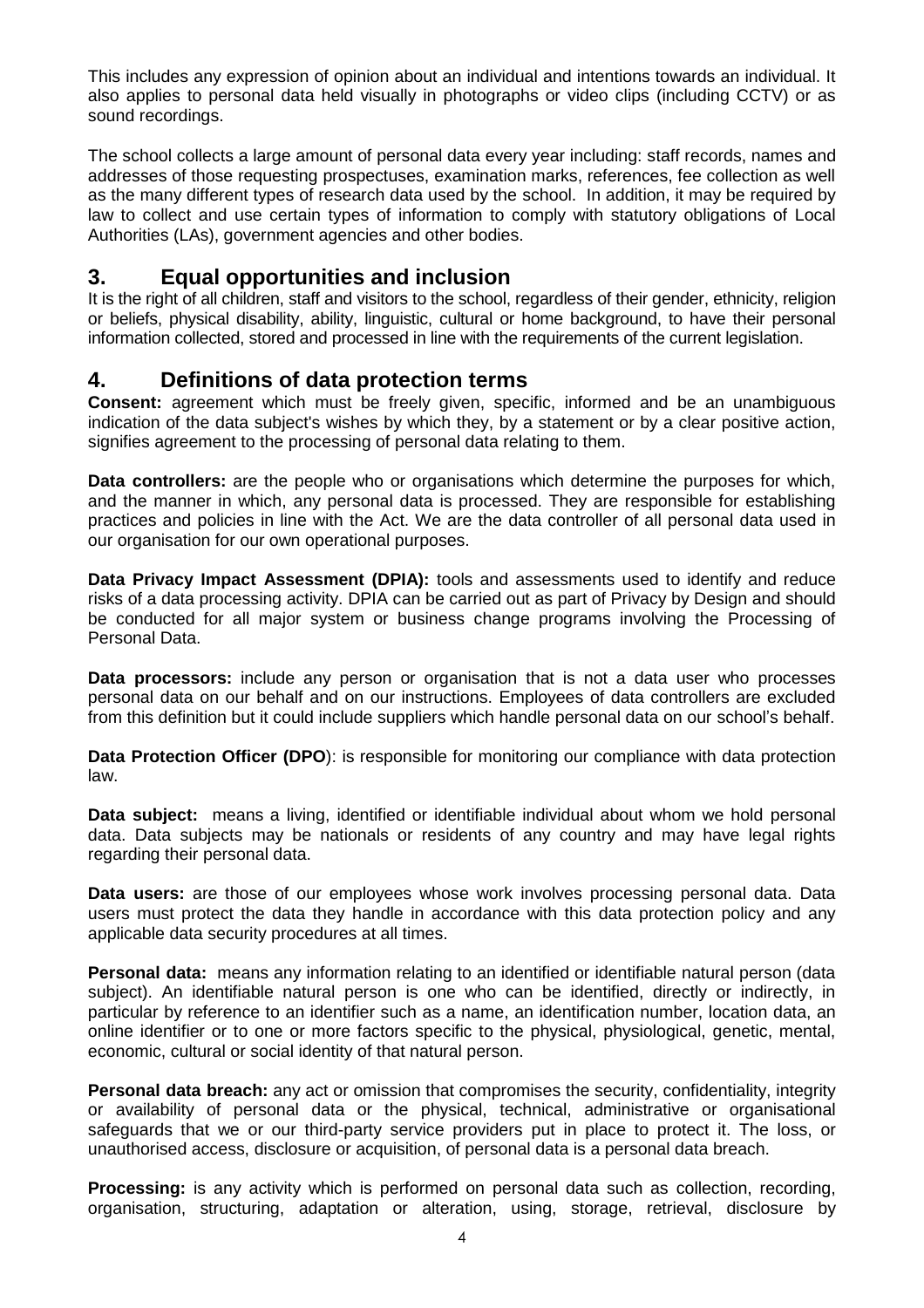This includes any expression of opinion about an individual and intentions towards an individual. It also applies to personal data held visually in photographs or video clips (including CCTV) or as sound recordings.

The school collects a large amount of personal data every year including: staff records, names and addresses of those requesting prospectuses, examination marks, references, fee collection as well as the many different types of research data used by the school. In addition, it may be required by law to collect and use certain types of information to comply with statutory obligations of Local Authorities (LAs), government agencies and other bodies.

## 3. Equal opportunities and inclusion

It is the right of all children, staff and visitors to the school, regardless of their gender, ethnicity, religion or beliefs, physical disability, ability, linguistic, cultural or home background, to have their personal information collected, stored and processed in line with the requirements of the current legislation.

## 4. Definitions of data protection terms

**Consent:** agreement which must be freely given, specific, informed and be an unambiguous indication of the data subject's wishes by which they, by a statement or by a clear positive action, signifies agreement to the processing of personal data relating to them.

**Data controllers:** are the people who or organisations which determine the purposes for which, and the manner in which, any personal data is processed. They are responsible for establishing practices and policies in line with the Act. We are the data controller of all personal data used in our organisation for our own operational purposes.

**Data Privacy Impact Assessment (DPIA):** tools and assessments used to identify and reduce risks of a data processing activity. DPIA can be carried out as part of Privacy by Design and should be conducted for all major system or business change programs involving the Processing of Personal Data.

**Data processors:** include any person or organisation that is not a data user who processes personal data on our behalf and on our instructions. Employees of data controllers are excluded from this definition but it could include suppliers which handle personal data on our school's behalf.

**Data Protection Officer (DPO)**: is responsible for monitoring our compliance with data protection law.

**Data subject:** means a living, identified or identifiable individual about whom we hold personal data. Data subjects may be nationals or residents of any country and may have legal rights regarding their personal data.

**Data users:** are those of our employees whose work involves processing personal data. Data users must protect the data they handle in accordance with this data protection policy and any applicable data security procedures at all times.

**Personal data:** means any information relating to an identified or identifiable natural person (data subject). An identifiable natural person is one who can be identified, directly or indirectly, in particular by reference to an identifier such as a name, an identification number, location data, an online identifier or to one or more factors specific to the physical, physiological, genetic, mental, economic, cultural or social identity of that natural person.

**Personal data breach:** any act or omission that compromises the security, confidentiality, integrity or availability of personal data or the physical, technical, administrative or organisational safeguards that we or our third-party service providers put in place to protect it. The loss, or unauthorised access, disclosure or acquisition, of personal data is a personal data breach.

**Processing:** is any activity which is performed on personal data such as collection, recording, organisation, structuring, adaptation or alteration, using, storage, retrieval, disclosure by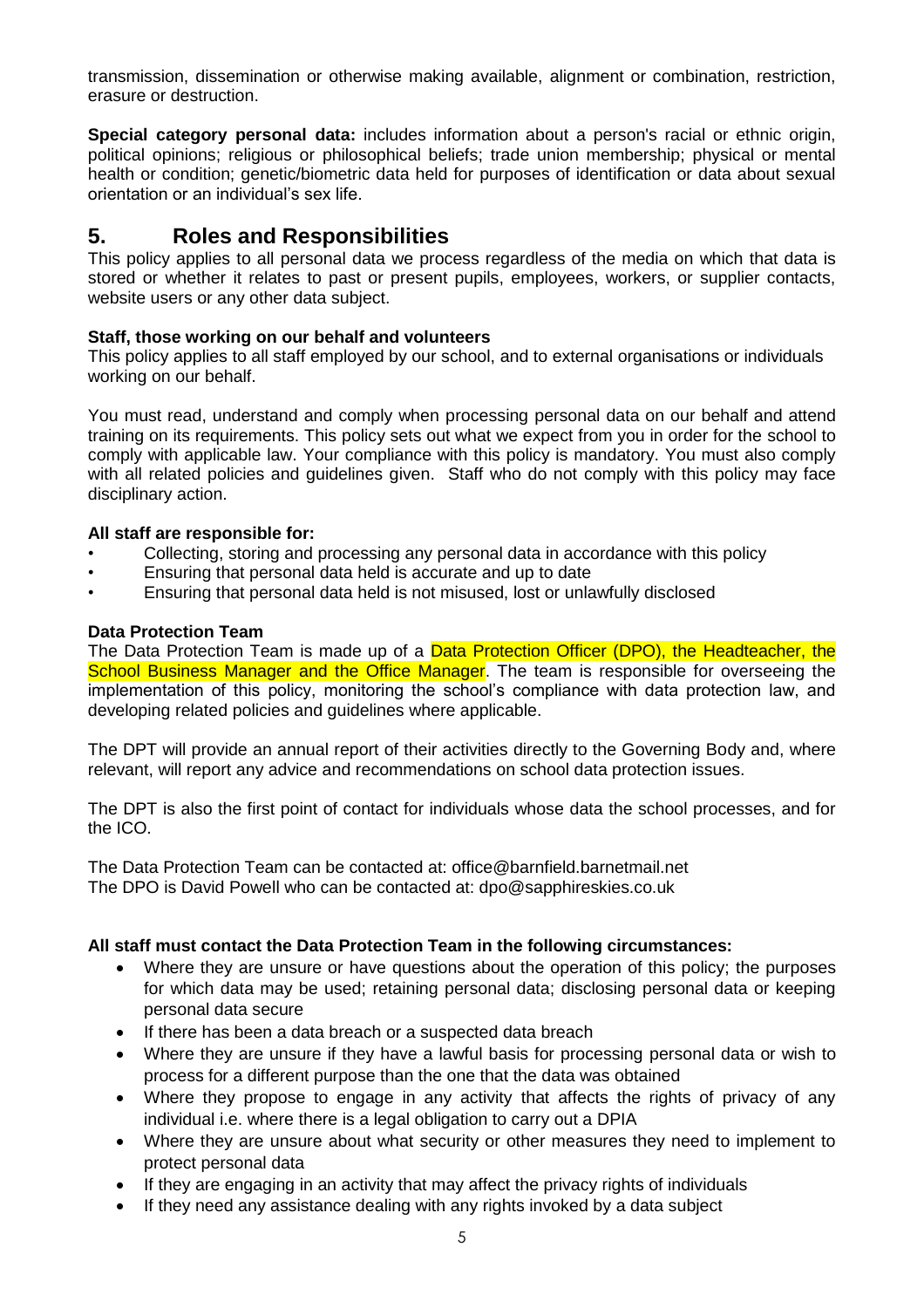transmission, dissemination or otherwise making available, alignment or combination, restriction, erasure or destruction.

**Special category personal data:** includes information about a person's racial or ethnic origin, political opinions; religious or philosophical beliefs; trade union membership; physical or mental health or condition; genetic/biometric data held for purposes of identification or data about sexual orientation or an individual's sex life.

## 5. Roles and Responsibilities

This policy applies to all personal data we process regardless of the media on which that data is stored or whether it relates to past or present pupils, employees, workers, or supplier contacts, website users or any other data subject.

**Staff, those working on our behalf and volunteers**

This policy applies to all staff employed by our school, and to external organisations or individuals working on our behalf.

You must read, understand and comply when processing personal data on our behalf and attend training on its requirements. This policy sets out what we expect from you in order for the school to comply with applicable law. Your compliance with this policy is mandatory. You must also comply with all related policies and guidelines given. Staff who do not comply with this policy may face disciplinary action.

**All staff are responsible for:**

- Collecting, storing and processing any personal data in accordance with this policy
- Ensuring that personal data held is accurate and up to date
- Ensuring that personal data held is not misused, lost or unlawfully disclosed

**Data Protection Team**

The Data Protection Team is made up of a Data Protection Officer (DPO), the Headteacher, the School Business Manager and the Office Manager. The team is responsible for overseeing the implementation of this policy, monitoring the school's compliance with data protection law, and developing related policies and guidelines where applicable.

The DPT will provide an annual report of their activities directly to the Governing Body and, where relevant, will report any advice and recommendations on school data protection issues.

The DPT is also the first point of contact for individuals whose data the school processes, and for the ICO.

The Data Protection Team can be contacted at: office@barnfield.barnetmail.net
The DPO is David Powell who can be contacted at: dpo@sapphireskies.co.uk

**All staff must contact the Data Protection Team in the following circumstances:**

- Where they are unsure or have questions about the operation of this policy; the purposes for which data may be used; retaining personal data; disclosing personal data or keeping personal data secure
- If there has been a data breach or a suspected data breach
- Where they are unsure if they have a lawful basis for processing personal data or wish to process for a different purpose than the one that the data was obtained
- Where they propose to engage in any activity that affects the rights of privacy of any individual i.e. where there is a legal obligation to carry out a DPIA
- Where they are unsure about what security or other measures they need to implement to protect personal data
- If they are engaging in an activity that may affect the privacy rights of individuals
- If they need any assistance dealing with any rights invoked by a data subject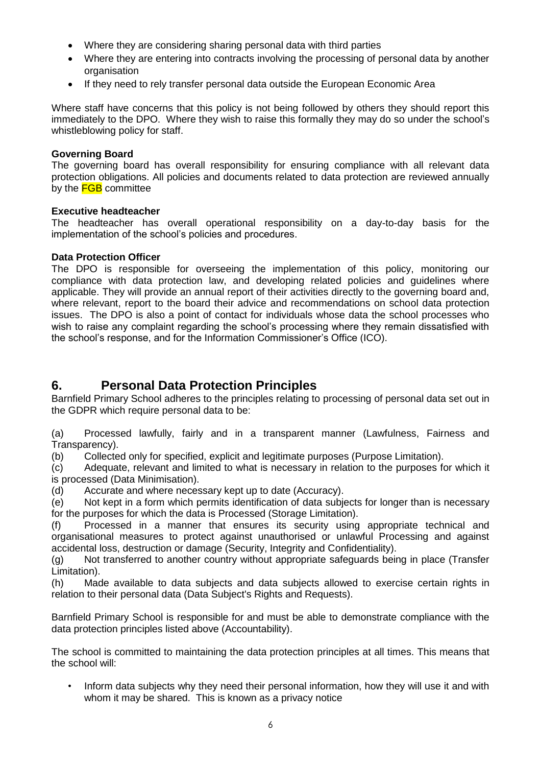- Where they are considering sharing personal data with third parties
- Where they are entering into contracts involving the processing of personal data by another organisation
- If they need to rely transfer personal data outside the European Economic Area

Where staff have concerns that this policy is not being followed by others they should report this immediately to the DPO. Where they wish to raise this formally they may do so under the school's whistleblowing policy for staff.

**Governing Board**
The governing board has overall responsibility for ensuring compliance with all relevant data protection obligations. All policies and documents related to data protection are reviewed annually by the FGB committee

**Executive headteacher**
The headteacher has overall operational responsibility on a day-to-day basis for the implementation of the school's policies and procedures.

**Data Protection Officer**
The DPO is responsible for overseeing the implementation of this policy, monitoring our compliance with data protection law, and developing related policies and guidelines where applicable. They will provide an annual report of their activities directly to the governing board and, where relevant, report to the board their advice and recommendations on school data protection issues. The DPO is also a point of contact for individuals whose data the school processes who wish to raise any complaint regarding the school's processing where they remain dissatisfied with the school's response, and for the Information Commissioner's Office (ICO).

## 6. Personal Data Protection Principles

Barnfield Primary School adheres to the principles relating to processing of personal data set out in the GDPR which require personal data to be:

(a) Processed lawfully, fairly and in a transparent manner (Lawfulness, Fairness and Transparency).
(b) Collected only for specified, explicit and legitimate purposes (Purpose Limitation).
(c) Adequate, relevant and limited to what is necessary in relation to the purposes for which it is processed (Data Minimisation).
(d) Accurate and where necessary kept up to date (Accuracy).
(e) Not kept in a form which permits identification of data subjects for longer than is necessary for the purposes for which the data is Processed (Storage Limitation).
(f) Processed in a manner that ensures its security using appropriate technical and organisational measures to protect against unauthorised or unlawful Processing and against accidental loss, destruction or damage (Security, Integrity and Confidentiality).
(g) Not transferred to another country without appropriate safeguards being in place (Transfer Limitation).
(h) Made available to data subjects and data subjects allowed to exercise certain rights in relation to their personal data (Data Subject's Rights and Requests).

Barnfield Primary School is responsible for and must be able to demonstrate compliance with the data protection principles listed above (Accountability).

The school is committed to maintaining the data protection principles at all times. This means that the school will:

- Inform data subjects why they need their personal information, how they will use it and with whom it may be shared. This is known as a privacy notice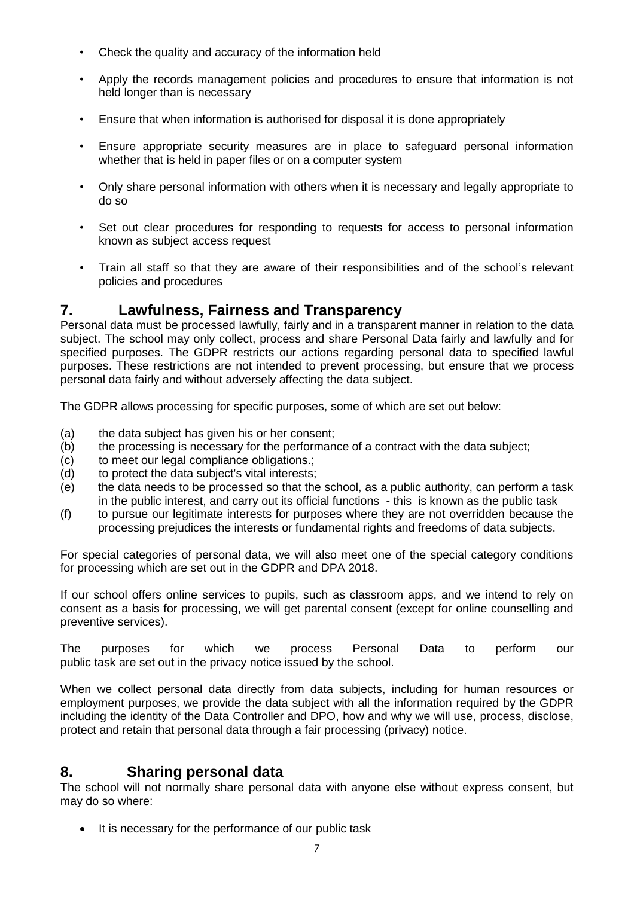- Check the quality and accuracy of the information held
- Apply the records management policies and procedures to ensure that information is not held longer than is necessary
- Ensure that when information is authorised for disposal it is done appropriately
- Ensure appropriate security measures are in place to safeguard personal information whether that is held in paper files or on a computer system
- Only share personal information with others when it is necessary and legally appropriate to do so
- Set out clear procedures for responding to requests for access to personal information known as subject access request
- Train all staff so that they are aware of their responsibilities and of the school's relevant policies and procedures

## 7. Lawfulness, Fairness and Transparency

Personal data must be processed lawfully, fairly and in a transparent manner in relation to the data subject. The school may only collect, process and share Personal Data fairly and lawfully and for specified purposes. The GDPR restricts our actions regarding personal data to specified lawful purposes. These restrictions are not intended to prevent processing, but ensure that we process personal data fairly and without adversely affecting the data subject.

The GDPR allows processing for specific purposes, some of which are set out below:

(a) the data subject has given his or her consent;
(b) the processing is necessary for the performance of a contract with the data subject;
(c) to meet our legal compliance obligations.;
(d) to protect the data subject's vital interests;
(e) the data needs to be processed so that the school, as a public authority, can perform a task in the public interest, and carry out its official functions - this is known as the public task
(f) to pursue our legitimate interests for purposes where they are not overridden because the processing prejudices the interests or fundamental rights and freedoms of data subjects.

For special categories of personal data, we will also meet one of the special category conditions for processing which are set out in the GDPR and DPA 2018.

If our school offers online services to pupils, such as classroom apps, and we intend to rely on consent as a basis for processing, we will get parental consent (except for online counselling and preventive services).

The purposes for which we process Personal Data to perform our public task are set out in the privacy notice issued by the school.

When we collect personal data directly from data subjects, including for human resources or employment purposes, we provide the data subject with all the information required by the GDPR including the identity of the Data Controller and DPO, how and why we will use, process, disclose, protect and retain that personal data through a fair processing (privacy) notice.

## 8. Sharing personal data

The school will not normally share personal data with anyone else without express consent, but may do so where:

- It is necessary for the performance of our public task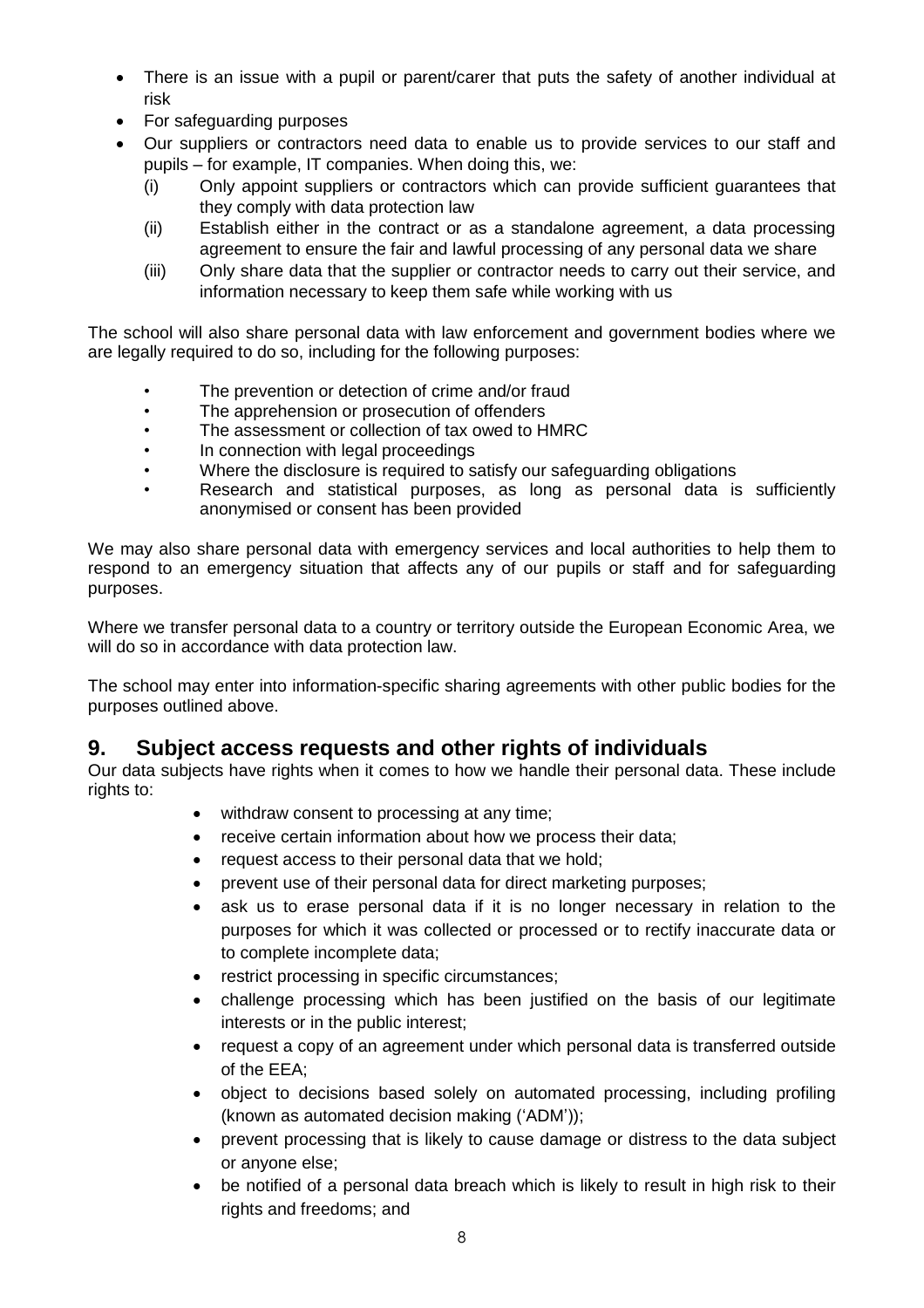- There is an issue with a pupil or parent/carer that puts the safety of another individual at risk
- For safeguarding purposes
- Our suppliers or contractors need data to enable us to provide services to our staff and pupils – for example, IT companies. When doing this, we:
  - (i) Only appoint suppliers or contractors which can provide sufficient guarantees that they comply with data protection law
  - (ii) Establish either in the contract or as a standalone agreement, a data processing agreement to ensure the fair and lawful processing of any personal data we share
  - (iii) Only share data that the supplier or contractor needs to carry out their service, and information necessary to keep them safe while working with us

The school will also share personal data with law enforcement and government bodies where we are legally required to do so, including for the following purposes:

- The prevention or detection of crime and/or fraud
- The apprehension or prosecution of offenders
- The assessment or collection of tax owed to HMRC
- In connection with legal proceedings
- Where the disclosure is required to satisfy our safeguarding obligations
- Research and statistical purposes, as long as personal data is sufficiently anonymised or consent has been provided

We may also share personal data with emergency services and local authorities to help them to respond to an emergency situation that affects any of our pupils or staff and for safeguarding purposes.

Where we transfer personal data to a country or territory outside the European Economic Area, we will do so in accordance with data protection law.

The school may enter into information-specific sharing agreements with other public bodies for the purposes outlined above.

## 9. Subject access requests and other rights of individuals

Our data subjects have rights when it comes to how we handle their personal data. These include rights to:

- withdraw consent to processing at any time;
- receive certain information about how we process their data;
- request access to their personal data that we hold;
- prevent use of their personal data for direct marketing purposes;
- ask us to erase personal data if it is no longer necessary in relation to the purposes for which it was collected or processed or to rectify inaccurate data or to complete incomplete data;
- restrict processing in specific circumstances;
- challenge processing which has been justified on the basis of our legitimate interests or in the public interest;
- request a copy of an agreement under which personal data is transferred outside of the EEA;
- object to decisions based solely on automated processing, including profiling (known as automated decision making ('ADM'));
- prevent processing that is likely to cause damage or distress to the data subject or anyone else;
- be notified of a personal data breach which is likely to result in high risk to their rights and freedoms; and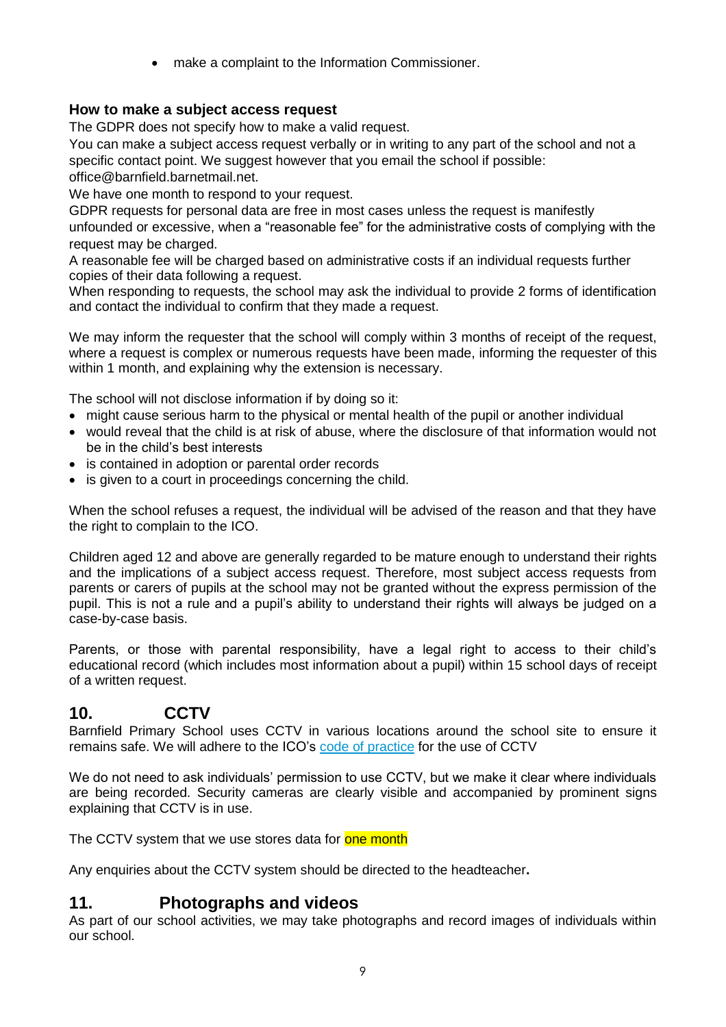- make a complaint to the Information Commissioner.

### How to make a subject access request

The GDPR does not specify how to make a valid request.
You can make a subject access request verbally or in writing to any part of the school and not a specific contact point. We suggest however that you email the school if possible: office@barnfield.barnetmail.net.
We have one month to respond to your request.
GDPR requests for personal data are free in most cases unless the request is manifestly unfounded or excessive, when a "reasonable fee" for the administrative costs of complying with the request may be charged.
A reasonable fee will be charged based on administrative costs if an individual requests further copies of their data following a request.
When responding to requests, the school may ask the individual to provide 2 forms of identification and contact the individual to confirm that they made a request.

We may inform the requester that the school will comply within 3 months of receipt of the request, where a request is complex or numerous requests have been made, informing the requester of this within 1 month, and explaining why the extension is necessary.

The school will not disclose information if by doing so it:

- might cause serious harm to the physical or mental health of the pupil or another individual
- would reveal that the child is at risk of abuse, where the disclosure of that information would not be in the child's best interests
- is contained in adoption or parental order records
- is given to a court in proceedings concerning the child.

When the school refuses a request, the individual will be advised of the reason and that they have the right to complain to the ICO.

Children aged 12 and above are generally regarded to be mature enough to understand their rights and the implications of a subject access request. Therefore, most subject access requests from parents or carers of pupils at the school may not be granted without the express permission of the pupil. This is not a rule and a pupil's ability to understand their rights will always be judged on a case-by-case basis.

Parents, or those with parental responsibility, have a legal right to access to their child's educational record (which includes most information about a pupil) within 15 school days of receipt of a written request.

## 10. CCTV

Barnfield Primary School uses CCTV in various locations around the school site to ensure it remains safe. We will adhere to the ICO's code of practice for the use of CCTV

We do not need to ask individuals' permission to use CCTV, but we make it clear where individuals are being recorded. Security cameras are clearly visible and accompanied by prominent signs explaining that CCTV is in use.

The CCTV system that we use stores data for one month

Any enquiries about the CCTV system should be directed to the headteacher**.**

## 11. Photographs and videos

As part of our school activities, we may take photographs and record images of individuals within our school.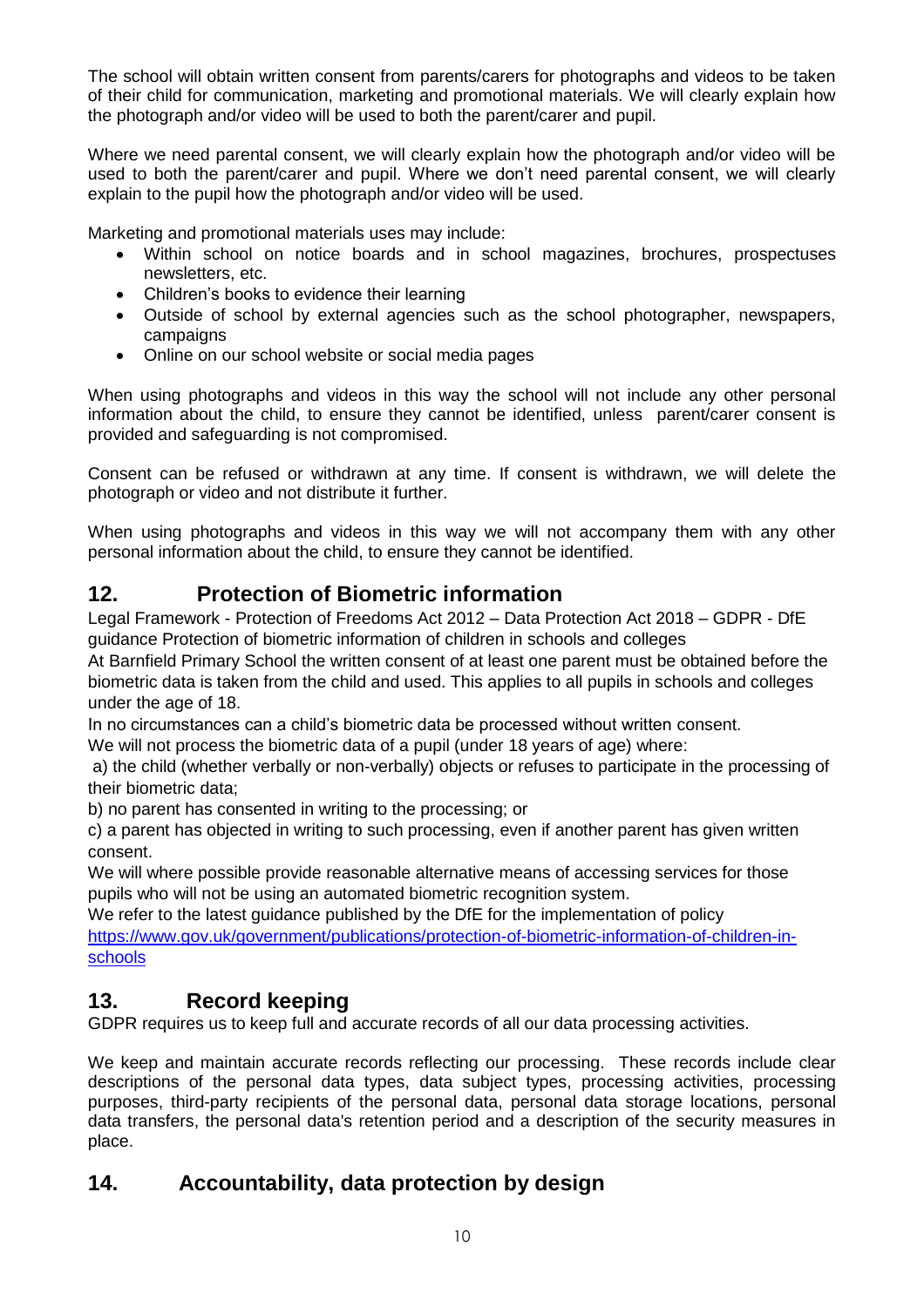The school will obtain written consent from parents/carers for photographs and videos to be taken of their child for communication, marketing and promotional materials. We will clearly explain how the photograph and/or video will be used to both the parent/carer and pupil.

Where we need parental consent, we will clearly explain how the photograph and/or video will be used to both the parent/carer and pupil. Where we don't need parental consent, we will clearly explain to the pupil how the photograph and/or video will be used.

Marketing and promotional materials uses may include:

- Within school on notice boards and in school magazines, brochures, prospectuses newsletters, etc.
- Children's books to evidence their learning
- Outside of school by external agencies such as the school photographer, newspapers, campaigns
- Online on our school website or social media pages

When using photographs and videos in this way the school will not include any other personal information about the child, to ensure they cannot be identified, unless parent/carer consent is provided and safeguarding is not compromised.

Consent can be refused or withdrawn at any time. If consent is withdrawn, we will delete the photograph or video and not distribute it further.

When using photographs and videos in this way we will not accompany them with any other personal information about the child, to ensure they cannot be identified.

## 12. Protection of Biometric information

Legal Framework - Protection of Freedoms Act 2012 – Data Protection Act 2018 – GDPR - DfE guidance Protection of biometric information of children in schools and colleges

At Barnfield Primary School the written consent of at least one parent must be obtained before the biometric data is taken from the child and used. This applies to all pupils in schools and colleges under the age of 18.

In no circumstances can a child's biometric data be processed without written consent.

We will not process the biometric data of a pupil (under 18 years of age) where:

a) the child (whether verbally or non-verbally) objects or refuses to participate in the processing of their biometric data;

b) no parent has consented in writing to the processing; or

c) a parent has objected in writing to such processing, even if another parent has given written consent.

We will where possible provide reasonable alternative means of accessing services for those pupils who will not be using an automated biometric recognition system.

We refer to the latest guidance published by the DfE for the implementation of policy https://www.gov.uk/government/publications/protection-of-biometric-information-of-children-in-schools

## 13. Record keeping

GDPR requires us to keep full and accurate records of all our data processing activities.

We keep and maintain accurate records reflecting our processing. These records include clear descriptions of the personal data types, data subject types, processing activities, processing purposes, third-party recipients of the personal data, personal data storage locations, personal data transfers, the personal data's retention period and a description of the security measures in place.

## 14. Accountability, data protection by design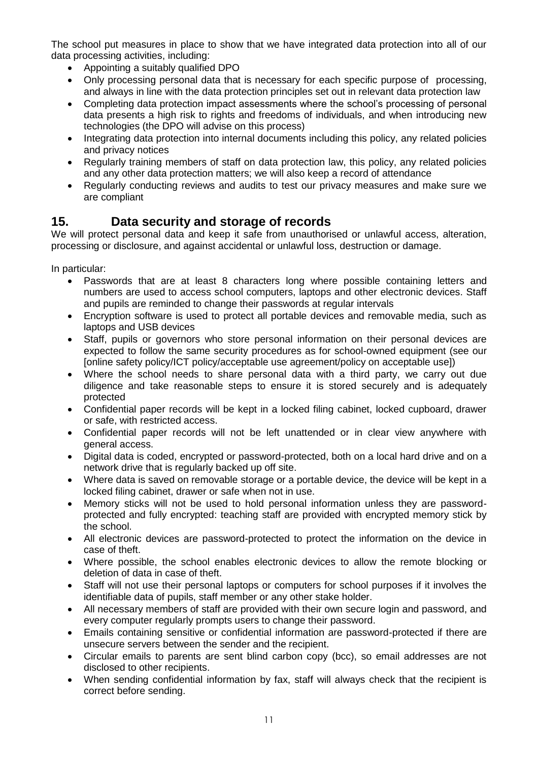The school put measures in place to show that we have integrated data protection into all of our data processing activities, including:

- Appointing a suitably qualified DPO
- Only processing personal data that is necessary for each specific purpose of processing, and always in line with the data protection principles set out in relevant data protection law
- Completing data protection impact assessments where the school's processing of personal data presents a high risk to rights and freedoms of individuals, and when introducing new technologies (the DPO will advise on this process)
- Integrating data protection into internal documents including this policy, any related policies and privacy notices
- Regularly training members of staff on data protection law, this policy, any related policies and any other data protection matters; we will also keep a record of attendance
- Regularly conducting reviews and audits to test our privacy measures and make sure we are compliant

## 15. Data security and storage of records

We will protect personal data and keep it safe from unauthorised or unlawful access, alteration, processing or disclosure, and against accidental or unlawful loss, destruction or damage.

In particular:

- Passwords that are at least 8 characters long where possible containing letters and numbers are used to access school computers, laptops and other electronic devices. Staff and pupils are reminded to change their passwords at regular intervals
- Encryption software is used to protect all portable devices and removable media, such as laptops and USB devices
- Staff, pupils or governors who store personal information on their personal devices are expected to follow the same security procedures as for school-owned equipment (see our [online safety policy/ICT policy/acceptable use agreement/policy on acceptable use])
- Where the school needs to share personal data with a third party, we carry out due diligence and take reasonable steps to ensure it is stored securely and is adequately protected
- Confidential paper records will be kept in a locked filing cabinet, locked cupboard, drawer or safe, with restricted access.
- Confidential paper records will not be left unattended or in clear view anywhere with general access.
- Digital data is coded, encrypted or password-protected, both on a local hard drive and on a network drive that is regularly backed up off site.
- Where data is saved on removable storage or a portable device, the device will be kept in a locked filing cabinet, drawer or safe when not in use.
- Memory sticks will not be used to hold personal information unless they are password-protected and fully encrypted: teaching staff are provided with encrypted memory stick by the school.
- All electronic devices are password-protected to protect the information on the device in case of theft.
- Where possible, the school enables electronic devices to allow the remote blocking or deletion of data in case of theft.
- Staff will not use their personal laptops or computers for school purposes if it involves the identifiable data of pupils, staff member or any other stake holder.
- All necessary members of staff are provided with their own secure login and password, and every computer regularly prompts users to change their password.
- Emails containing sensitive or confidential information are password-protected if there are unsecure servers between the sender and the recipient.
- Circular emails to parents are sent blind carbon copy (bcc), so email addresses are not disclosed to other recipients.
- When sending confidential information by fax, staff will always check that the recipient is correct before sending.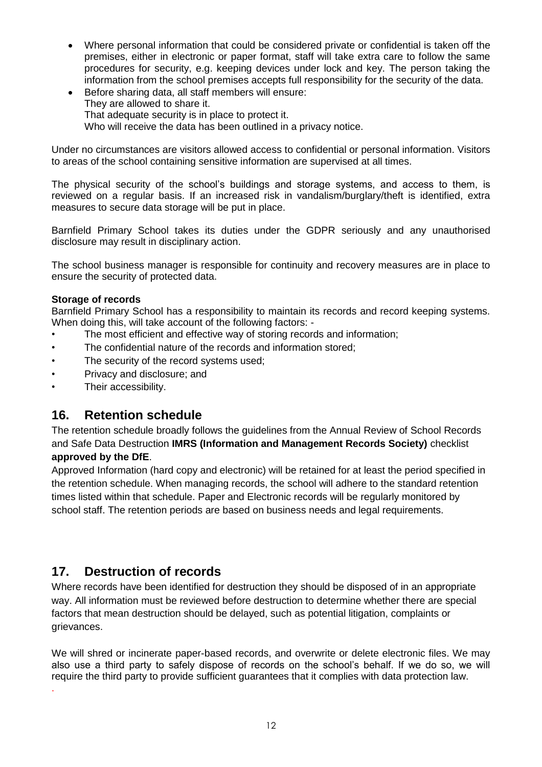- Where personal information that could be considered private or confidential is taken off the premises, either in electronic or paper format, staff will take extra care to follow the same procedures for security, e.g. keeping devices under lock and key. The person taking the information from the school premises accepts full responsibility for the security of the data.
- Before sharing data, all staff members will ensure:
  They are allowed to share it.
  That adequate security is in place to protect it.
  Who will receive the data has been outlined in a privacy notice.

Under no circumstances are visitors allowed access to confidential or personal information. Visitors to areas of the school containing sensitive information are supervised at all times.

The physical security of the school's buildings and storage systems, and access to them, is reviewed on a regular basis. If an increased risk in vandalism/burglary/theft is identified, extra measures to secure data storage will be put in place.

Barnfield Primary School takes its duties under the GDPR seriously and any unauthorised disclosure may result in disciplinary action.

The school business manager is responsible for continuity and recovery measures are in place to ensure the security of protected data.

**Storage of records**

Barnfield Primary School has a responsibility to maintain its records and record keeping systems. When doing this, will take account of the following factors: -

- The most efficient and effective way of storing records and information;
- The confidential nature of the records and information stored;
- The security of the record systems used;
- Privacy and disclosure; and
- Their accessibility.

## 16. Retention schedule

The retention schedule broadly follows the guidelines from the Annual Review of School Records and Safe Data Destruction **IMRS (Information and Management Records Society)** checklist **approved by the DfE**.

Approved Information (hard copy and electronic) will be retained for at least the period specified in the retention schedule. When managing records, the school will adhere to the standard retention times listed within that schedule. Paper and Electronic records will be regularly monitored by school staff. The retention periods are based on business needs and legal requirements.

## 17. Destruction of records

Where records have been identified for destruction they should be disposed of in an appropriate way. All information must be reviewed before destruction to determine whether there are special factors that mean destruction should be delayed, such as potential litigation, complaints or grievances.

We will shred or incinerate paper-based records, and overwrite or delete electronic files. We may also use a third party to safely dispose of records on the school's behalf. If we do so, we will require the third party to provide sufficient guarantees that it complies with data protection law.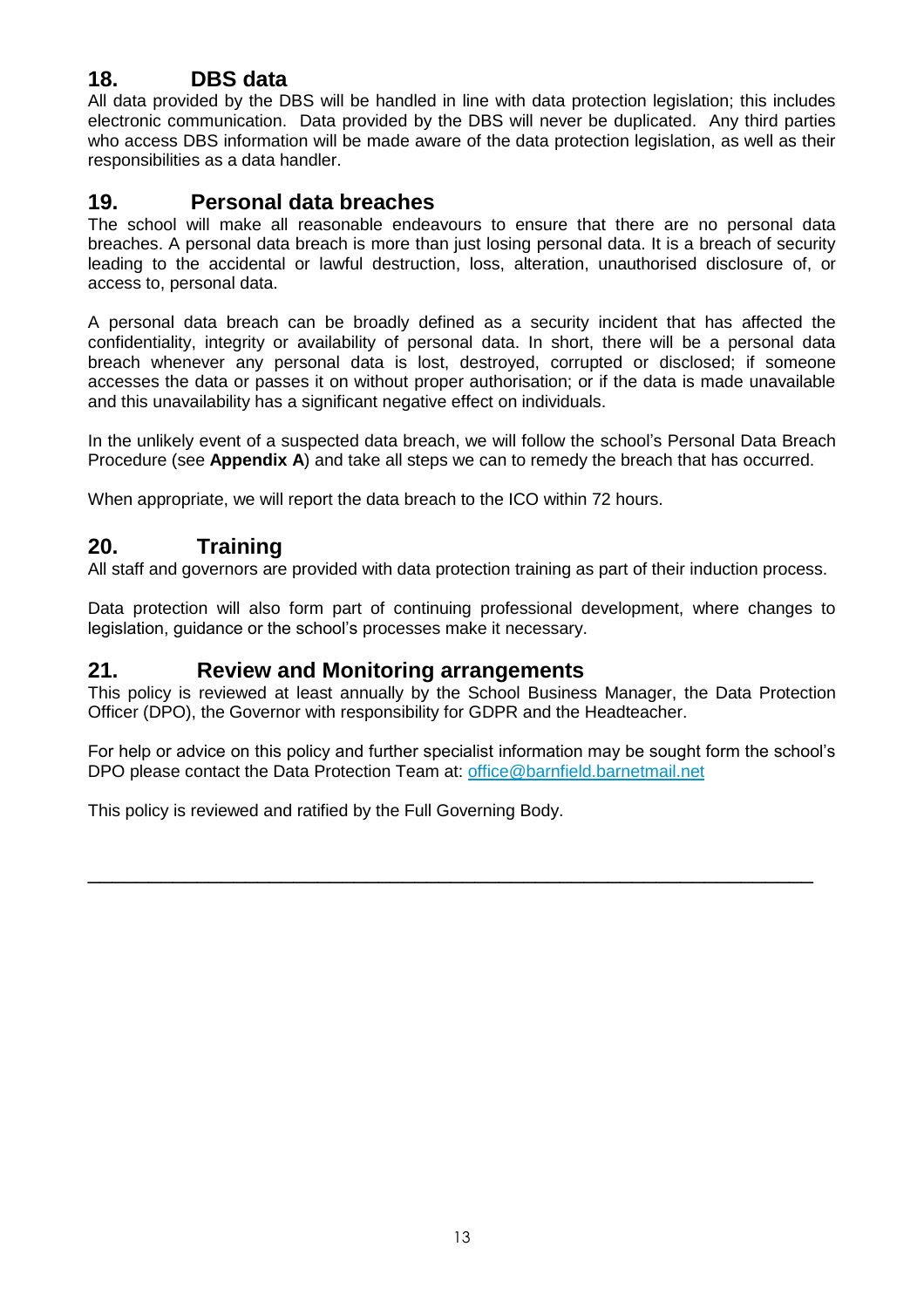## 18. DBS data

All data provided by the DBS will be handled in line with data protection legislation; this includes electronic communication. Data provided by the DBS will never be duplicated. Any third parties who access DBS information will be made aware of the data protection legislation, as well as their responsibilities as a data handler.

## 19. Personal data breaches

The school will make all reasonable endeavours to ensure that there are no personal data breaches. A personal data breach is more than just losing personal data. It is a breach of security leading to the accidental or lawful destruction, loss, alteration, unauthorised disclosure of, or access to, personal data.

A personal data breach can be broadly defined as a security incident that has affected the confidentiality, integrity or availability of personal data. In short, there will be a personal data breach whenever any personal data is lost, destroyed, corrupted or disclosed; if someone accesses the data or passes it on without proper authorisation; or if the data is made unavailable and this unavailability has a significant negative effect on individuals.

In the unlikely event of a suspected data breach, we will follow the school's Personal Data Breach Procedure (see **Appendix A**) and take all steps we can to remedy the breach that has occurred.

When appropriate, we will report the data breach to the ICO within 72 hours.

## 20. Training

All staff and governors are provided with data protection training as part of their induction process.

Data protection will also form part of continuing professional development, where changes to legislation, guidance or the school's processes make it necessary.

## 21. Review and Monitoring arrangements

This policy is reviewed at least annually by the School Business Manager, the Data Protection Officer (DPO), the Governor with responsibility for GDPR and the Headteacher.

For help or advice on this policy and further specialist information may be sought form the school's DPO please contact the Data Protection Team at: office@barnfield.barnetmail.net

This policy is reviewed and ratified by the Full Governing Body.

---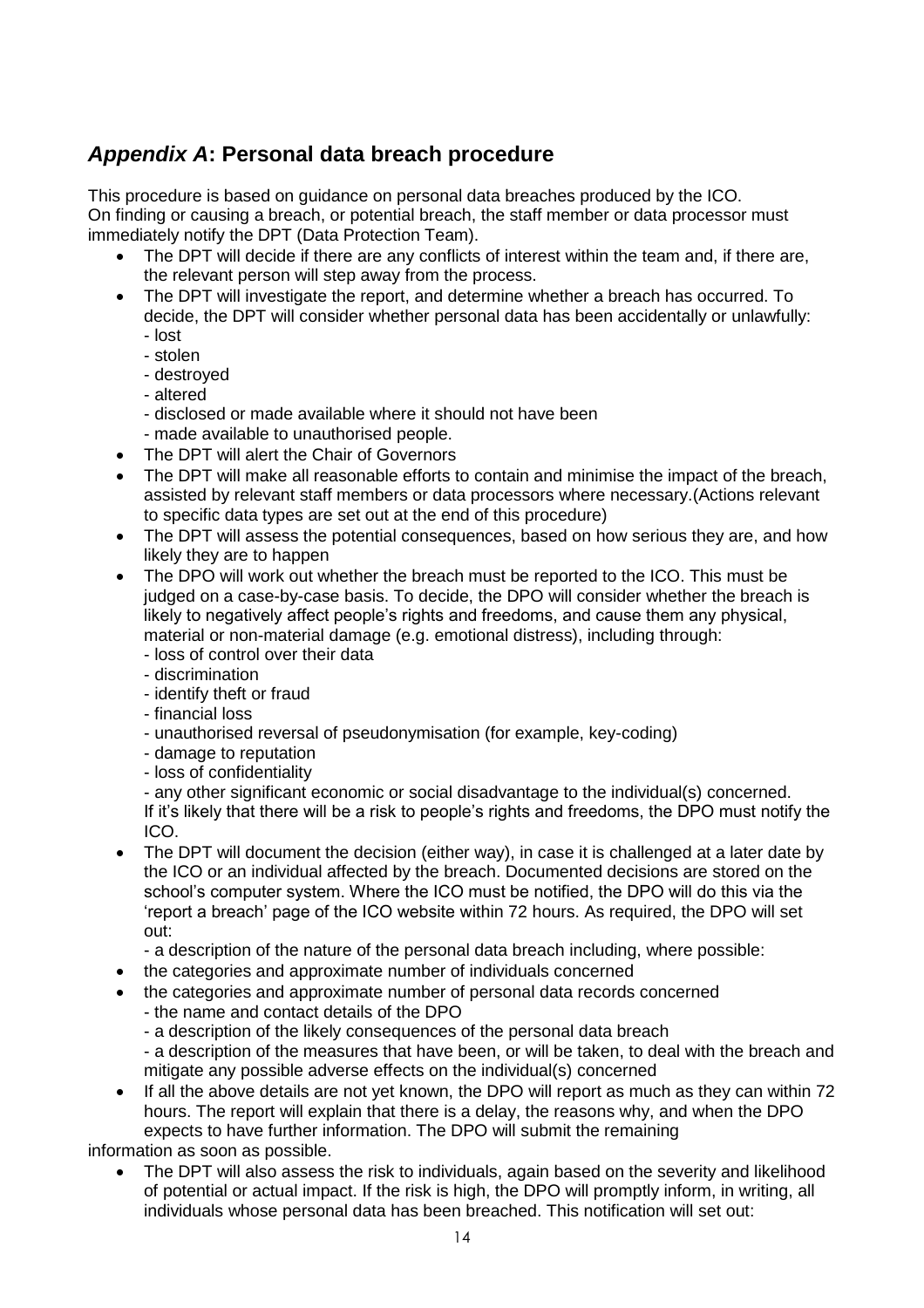## *Appendix A*: Personal data breach procedure

This procedure is based on guidance on personal data breaches produced by the ICO.
On finding or causing a breach, or potential breach, the staff member or data processor must immediately notify the DPT (Data Protection Team).

- The DPT will decide if there are any conflicts of interest within the team and, if there are, the relevant person will step away from the process.
- The DPT will investigate the report, and determine whether a breach has occurred. To decide, the DPT will consider whether personal data has been accidentally or unlawfully:
  - lost
  - stolen
  - destroyed
  - altered
  - disclosed or made available where it should not have been
  - made available to unauthorised people.
- The DPT will alert the Chair of Governors
- The DPT will make all reasonable efforts to contain and minimise the impact of the breach, assisted by relevant staff members or data processors where necessary.(Actions relevant to specific data types are set out at the end of this procedure)
- The DPT will assess the potential consequences, based on how serious they are, and how likely they are to happen
- The DPO will work out whether the breach must be reported to the ICO. This must be judged on a case-by-case basis. To decide, the DPO will consider whether the breach is likely to negatively affect people's rights and freedoms, and cause them any physical, material or non-material damage (e.g. emotional distress), including through:
  - loss of control over their data
  - discrimination
  - identify theft or fraud
  - financial loss
  - unauthorised reversal of pseudonymisation (for example, key-coding)
  - damage to reputation
  - loss of confidentiality
  - any other significant economic or social disadvantage to the individual(s) concerned.

  If it's likely that there will be a risk to people's rights and freedoms, the DPO must notify the ICO.
- The DPT will document the decision (either way), in case it is challenged at a later date by the ICO or an individual affected by the breach. Documented decisions are stored on the school's computer system. Where the ICO must be notified, the DPO will do this via the 'report a breach' page of the ICO website within 72 hours. As required, the DPO will set out:
  - a description of the nature of the personal data breach including, where possible:
- the categories and approximate number of individuals concerned
- the categories and approximate number of personal data records concerned
  - the name and contact details of the DPO
  - a description of the likely consequences of the personal data breach
  - a description of the measures that have been, or will be taken, to deal with the breach and mitigate any possible adverse effects on the individual(s) concerned
- If all the above details are not yet known, the DPO will report as much as they can within 72 hours. The report will explain that there is a delay, the reasons why, and when the DPO expects to have further information. The DPO will submit the remaining

information as soon as possible.

- The DPT will also assess the risk to individuals, again based on the severity and likelihood of potential or actual impact. If the risk is high, the DPO will promptly inform, in writing, all individuals whose personal data has been breached. This notification will set out: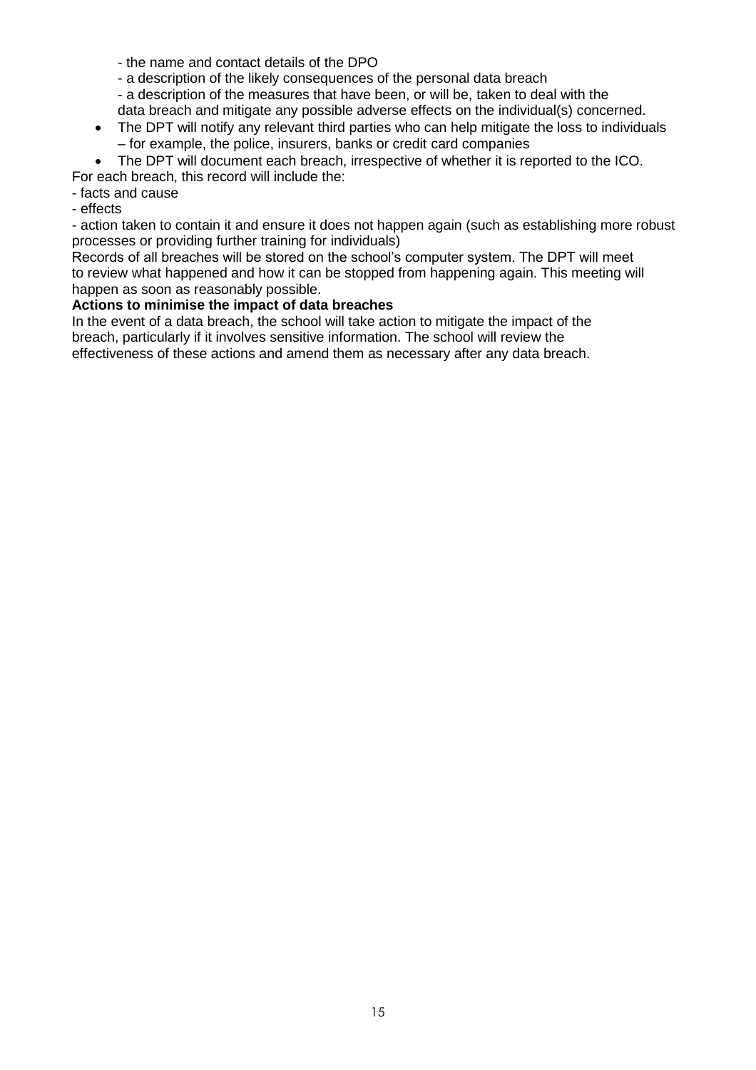- the name and contact details of the DPO
- a description of the likely consequences of the personal data breach
- a description of the measures that have been, or will be, taken to deal with the data breach and mitigate any possible adverse effects on the individual(s) concerned.

- The DPT will notify any relevant third parties who can help mitigate the loss to individuals – for example, the police, insurers, banks or credit card companies
- The DPT will document each breach, irrespective of whether it is reported to the ICO.

For each breach, this record will include the:

- facts and cause
- effects
- action taken to contain it and ensure it does not happen again (such as establishing more robust processes or providing further training for individuals)

Records of all breaches will be stored on the school's computer system. The DPT will meet to review what happened and how it can be stopped from happening again. This meeting will happen as soon as reasonably possible.

**Actions to minimise the impact of data breaches**

In the event of a data breach, the school will take action to mitigate the impact of the breach, particularly if it involves sensitive information. The school will review the effectiveness of these actions and amend them as necessary after any data breach.